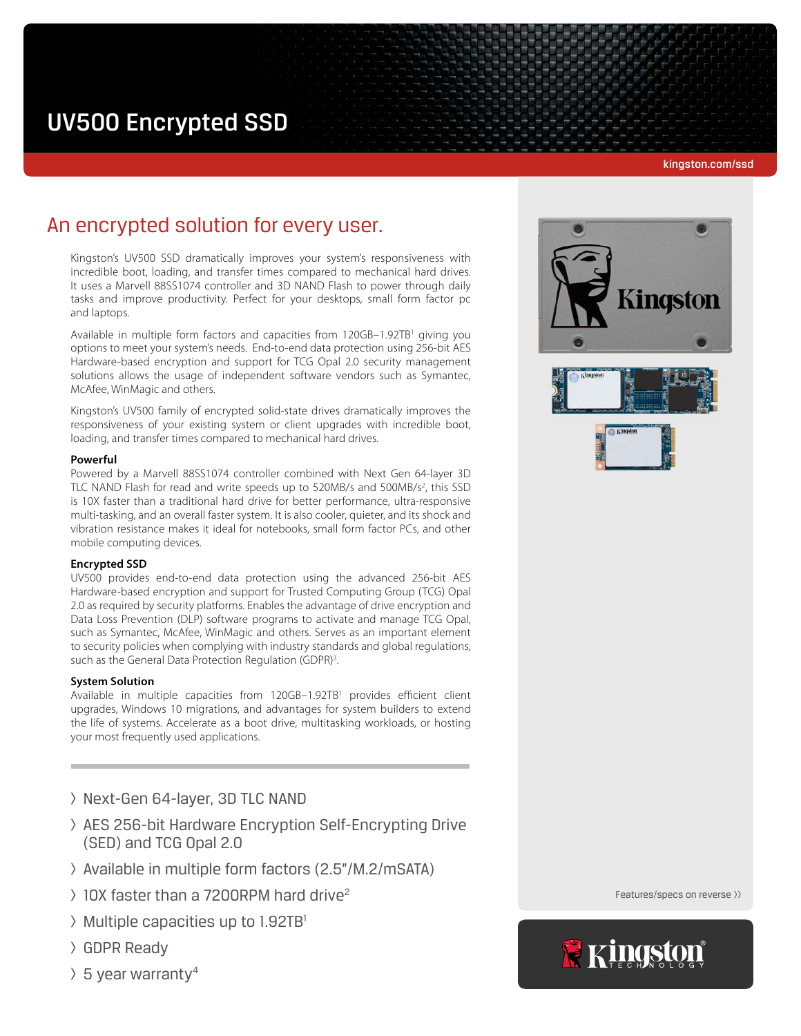# UV500 Encrypted SSD

kingston.com/ssd

## An encrypted solution for every user.

Kingston's UV500 SSD dramatically improves your system's responsiveness with incredible boot, loading, and transfer times compared to mechanical hard drives. It uses a Marvell 88SS1074 controller and 3D NAND Flash to power through daily tasks and improve productivity. Perfect for your desktops, small form factor pc and laptops.

Available in multiple form factors and capacities from 120GB–1.92TB[1] giving you options to meet your system's needs. End-to-end data protection using 256-bit AES Hardware-based encryption and support for TCG Opal 2.0 security management solutions allows the usage of independent software vendors such as Symantec, McAfee, WinMagic and others.

Kingston's UV500 family of encrypted solid-state drives dramatically improves the responsiveness of your existing system or client upgrades with incredible boot, loading, and transfer times compared to mechanical hard drives.

**Powerful**
Powered by a Marvell 88SS1074 controller combined with Next Gen 64-layer 3D TLC NAND Flash for read and write speeds up to 520MB/s and 500MB/s[2], this SSD is 10X faster than a traditional hard drive for better performance, ultra-responsive multi-tasking, and an overall faster system. It is also cooler, quieter, and its shock and vibration resistance makes it ideal for notebooks, small form factor PCs, and other mobile computing devices.

**Encrypted SSD**
UV500 provides end-to-end data protection using the advanced 256-bit AES Hardware-based encryption and support for Trusted Computing Group (TCG) Opal 2.0 as required by security platforms. Enables the advantage of drive encryption and Data Loss Prevention (DLP) software programs to activate and manage TCG Opal, such as Symantec, McAfee, WinMagic and others. Serves as an important element to security policies when complying with industry standards and global regulations, such as the General Data Protection Regulation (GDPR)[3].

**System Solution**
Available in multiple capacities from 120GB–1.92TB[1] provides efficient client upgrades, Windows 10 migrations, and advantages for system builders to extend the life of systems. Accelerate as a boot drive, multitasking workloads, or hosting your most frequently used applications.

- Next-Gen 64-layer, 3D TLC NAND
- AES 256-bit Hardware Encryption Self-Encrypting Drive (SED) and TCG Opal 2.0
- Available in multiple form factors (2.5"/M.2/mSATA)
- 10X faster than a 7200RPM hard drive[2]
- Multiple capacities up to 1.92TB[1]
- GDPR Ready
- 5 year warranty[4]

Features/specs on reverse ››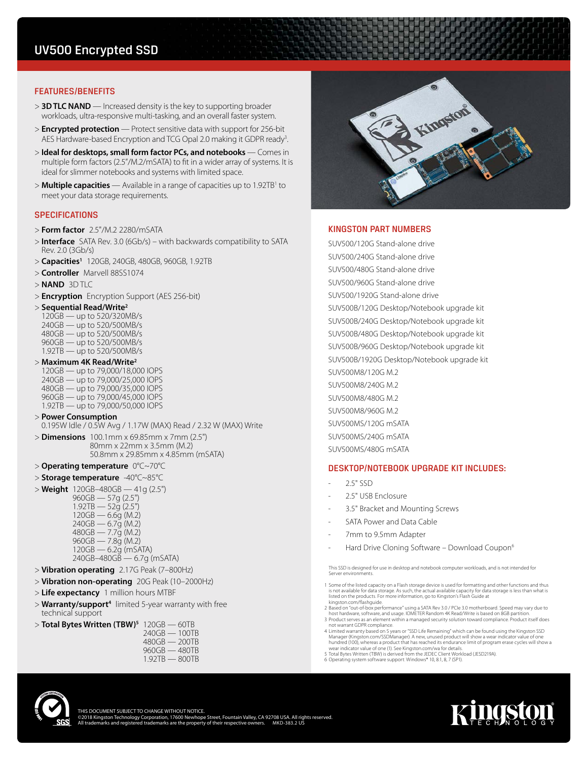# UV500 Encrypted SSD

## FEATURES/BENEFITS

> **3D TLC NAND** — Increased density is the key to supporting broader workloads, ultra-responsive multi-tasking, and an overall faster system.

> **Encrypted protection** — Protect sensitive data with support for 256-bit AES Hardware-based Encryption and TCG Opal 2.0 making it GDPR ready[3].

> **Ideal for desktops, small form factor PCs, and notebooks** — Comes in multiple form factors (2.5"/M.2/mSATA) to fit in a wider array of systems. It is ideal for slimmer notebooks and systems with limited space.

> **Multiple capacities** — Available in a range of capacities up to 1.92TB[1] to meet your data storage requirements.

## SPECIFICATIONS

> **Form factor** 2.5"/M.2 2280/mSATA

> **Interface** SATA Rev. 3.0 (6Gb/s) – with backwards compatibility to SATA Rev. 2.0 (3Gb/s)

> **Capacities[1]** 120GB, 240GB, 480GB, 960GB, 1.92TB

> **Controller** Marvell 88SS1074

> **NAND** 3D TLC

> **Encryption** Encryption Support (AES 256-bit)

> **Sequential Read/Write[2]**
120GB — up to 520/320MB/s
240GB — up to 520/500MB/s
480GB — up to 520/500MB/s
960GB — up to 520/500MB/s
1.92TB — up to 520/500MB/s

> **Maximum 4K Read/Write[2]**
120GB — up to 79,000/18,000 IOPS
240GB — up to 79,000/25,000 IOPS
480GB — up to 79,000/35,000 IOPS
960GB — up to 79,000/45,000 IOPS
1.92TB — up to 79,000/50,000 IOPS

> **Power Consumption**
0.195W Idle / 0.5W Avg / 1.17W (MAX) Read / 2.32 W (MAX) Write

> **Dimensions** 100.1mm x 69.85mm x 7mm (2.5")
80mm x 22mm x 3.5mm (M.2)
50.8mm x 29.85mm x 4.85mm (mSATA)

> **Operating temperature** 0°C~70°C

> **Storage temperature** -40°C~85°C

> **Weight** 120GB–480GB — 41g (2.5")
960GB — 57g (2.5")
1.92TB — 52g (2.5")
120GB — 6.6g (M.2)
240GB — 6.7g (M.2)
480GB — 7.7g (M.2)
960GB — 7.8g (M.2)
120GB — 6.2g (mSATA)
240GB–480GB — 6.7g (mSATA)

> **Vibration operating** 2.17G Peak (7–800Hz)

> **Vibration non-operating** 20G Peak (10–2000Hz)

> **Life expectancy** 1 million hours MTBF

> **Warranty/support[4]** limited 5-year warranty with free technical support

> **Total Bytes Written (TBW)[5]** 120GB — 60TB
240GB — 100TB
480GB — 200TB
960GB — 480TB
1.92TB — 800TB

## KINGSTON PART NUMBERS

SUV500/120G Stand-alone drive
SUV500/240G Stand-alone drive
SUV500/480G Stand-alone drive
SUV500/960G Stand-alone drive
SUV500/1920G Stand-alone drive
SUV500B/120G Desktop/Notebook upgrade kit
SUV500B/240G Desktop/Notebook upgrade kit
SUV500B/480G Desktop/Notebook upgrade kit
SUV500B/960G Desktop/Notebook upgrade kit
SUV500B/1920G Desktop/Notebook upgrade kit
SUV500M8/120G M.2
SUV500M8/240G M.2
SUV500M8/480G M.2
SUV500M8/960G M.2
SUV500MS/120G mSATA
SUV500MS/240G mSATA
SUV500MS/480G mSATA

## DESKTOP/NOTEBOOK UPGRADE KIT INCLUDES:

- 2.5" SSD
- 2.5" USB Enclosure
- 3.5" Bracket and Mounting Screws
- SATA Power and Data Cable
- 7mm to 9.5mm Adapter
- Hard Drive Cloning Software – Download Coupon[6]

This SSD is designed for use in desktop and notebook computer workloads, and is not intended for Server environments.

1 Some of the listed capacity on a Flash storage device is used for formatting and other functions and thus is not available for data storage. As such, the actual available capacity for data storage is less than what is listed on the products. For more information, go to Kingston's Flash Guide at kingston.com/flashguide.
2 Based on "out-of-box performance" using a SATA Rev 3.0 / PCIe 3.0 motherboard. Speed may vary due to host hardware, software, and usage. IOMETER Random 4K Read/Write is based on 8GB partition.
3 Product serves as an element within a managed security solution toward compliance. Product itself does not warrant GDPR compliance.
4 Limited warranty based on 5 years or "SSD Life Remaining" which can be found using the Kingston SSD Manager (Kingston.com/SSDManager). A new, unused product will show a wear indicator value of one hundred (100), whereas a product that has reached its endurance limit of program erase cycles will show a wear indicator value of one (1). See Kingston.com/wa for details.
5 Total Bytes Written (TBW) is derived from the JEDEC Client Workload (JESD219A).
6 Operating system software support: Windows® 10, 8.1, 8, 7 (SP1).

THIS DOCUMENT SUBJECT TO CHANGE WITHOUT NOTICE.
©2018 Kingston Technology Corporation, 17600 Newhope Street, Fountain Valley, CA 92708 USA. All rights reserved.
All trademarks and registered trademarks are the property of their respective owners. MKD-383.2 US